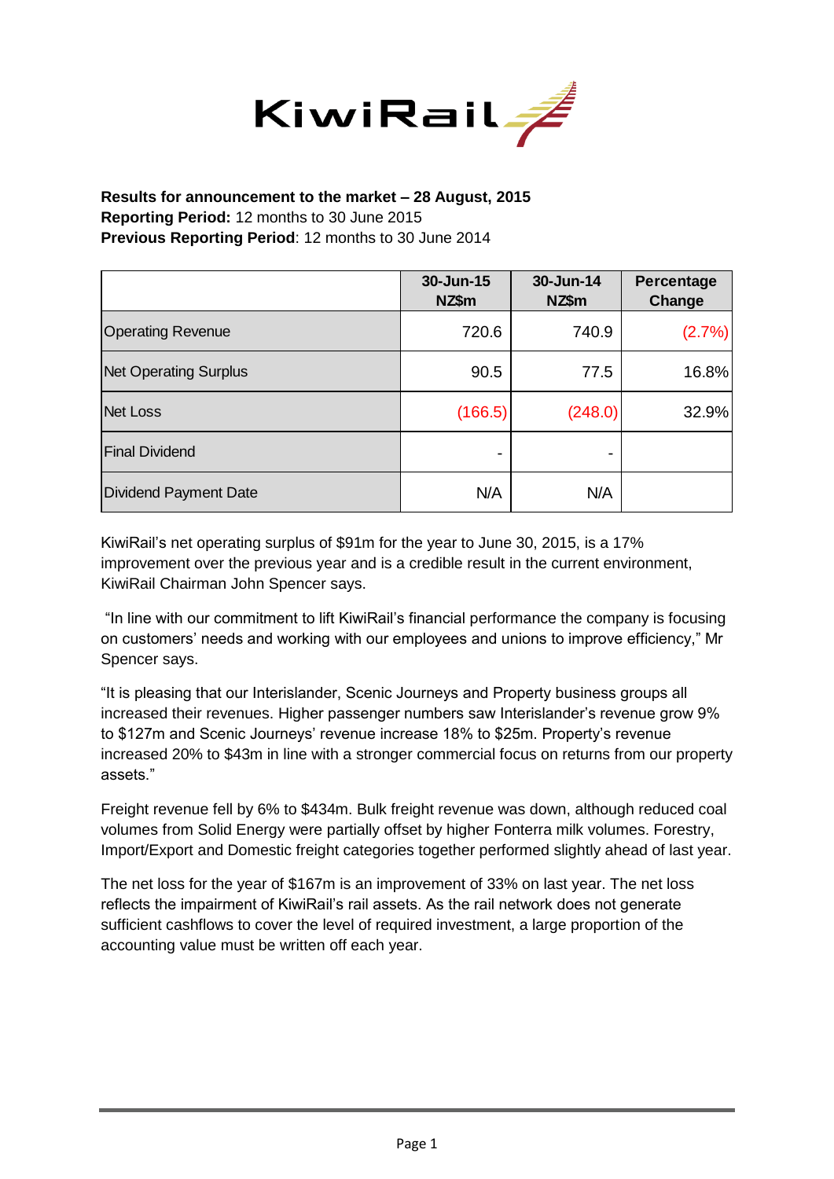KiwiRail

**Results for announcement to the market – 28 August, 2015**
**Reporting Period:** 12 months to 30 June 2015
**Previous Reporting Period**: 12 months to 30 June 2014

| | 30-Jun-15 NZ$m | 30-Jun-14 NZ$m | Percentage Change |
|---|---|---|---|
| Operating Revenue | 720.6 | 740.9 | (2.7%) |
| Net Operating Surplus | 90.5 | 77.5 | 16.8% |
| Net Loss | (166.5) | (248.0) | 32.9% |
| Final Dividend | - | - | |
| Dividend Payment Date | N/A | N/A | |

KiwiRail's net operating surplus of $91m for the year to June 30, 2015, is a 17% improvement over the previous year and is a credible result in the current environment, KiwiRail Chairman John Spencer says.

"In line with our commitment to lift KiwiRail's financial performance the company is focusing on customers' needs and working with our employees and unions to improve efficiency," Mr Spencer says.

"It is pleasing that our Interislander, Scenic Journeys and Property business groups all increased their revenues. Higher passenger numbers saw Interislander's revenue grow 9% to $127m and Scenic Journeys' revenue increase 18% to $25m. Property's revenue increased 20% to $43m in line with a stronger commercial focus on returns from our property assets."

Freight revenue fell by 6% to $434m. Bulk freight revenue was down, although reduced coal volumes from Solid Energy were partially offset by higher Fonterra milk volumes. Forestry, Import/Export and Domestic freight categories together performed slightly ahead of last year.

The net loss for the year of $167m is an improvement of 33% on last year. The net loss reflects the impairment of KiwiRail's rail assets. As the rail network does not generate sufficient cashflows to cover the level of required investment, a large proportion of the accounting value must be written off each year.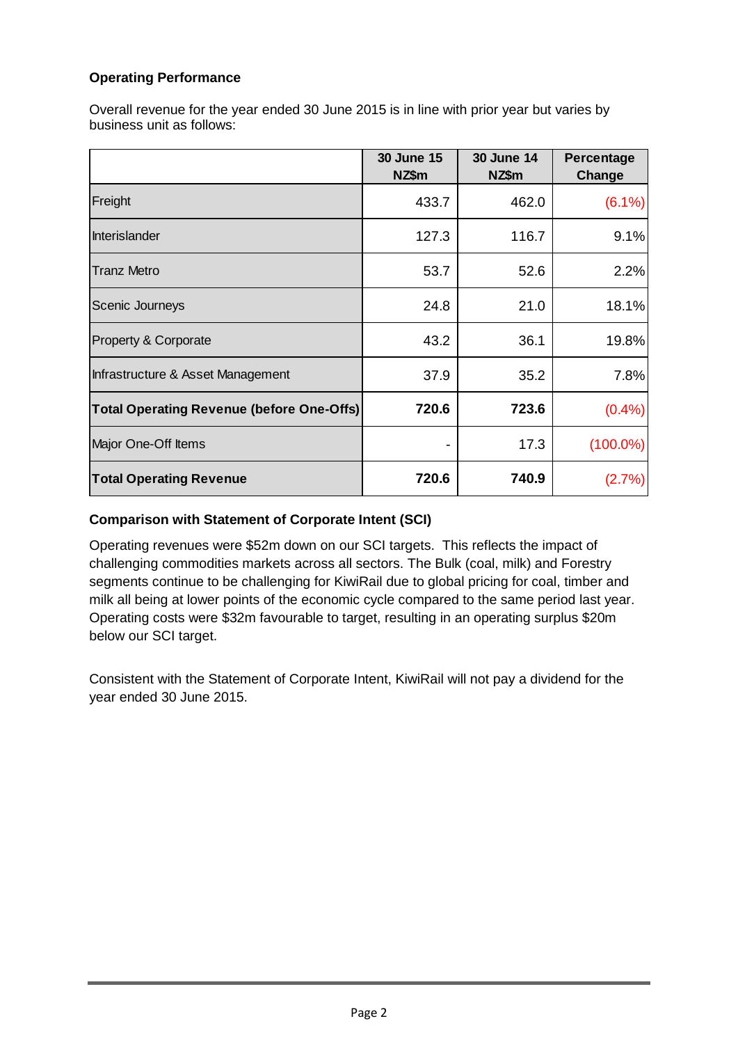**Operating Performance**

Overall revenue for the year ended 30 June 2015 is in line with prior year but varies by business unit as follows:

| | 30 June 15 NZ$m | 30 June 14 NZ$m | Percentage Change |
|---|---|---|---|
| Freight | 433.7 | 462.0 | (6.1%) |
| Interislander | 127.3 | 116.7 | 9.1% |
| Tranz Metro | 53.7 | 52.6 | 2.2% |
| Scenic Journeys | 24.8 | 21.0 | 18.1% |
| Property & Corporate | 43.2 | 36.1 | 19.8% |
| Infrastructure & Asset Management | 37.9 | 35.2 | 7.8% |
| **Total Operating Revenue (before One-Offs)** | **720.6** | **723.6** | (0.4%) |
| Major One-Off Items | - | 17.3 | (100.0%) |
| **Total Operating Revenue** | **720.6** | **740.9** | (2.7%) |

**Comparison with Statement of Corporate Intent (SCI)**

Operating revenues were $52m down on our SCI targets. This reflects the impact of challenging commodities markets across all sectors. The Bulk (coal, milk) and Forestry segments continue to be challenging for KiwiRail due to global pricing for coal, timber and milk all being at lower points of the economic cycle compared to the same period last year. Operating costs were $32m favourable to target, resulting in an operating surplus $20m below our SCI target.

Consistent with the Statement of Corporate Intent, KiwiRail will not pay a dividend for the year ended 30 June 2015.